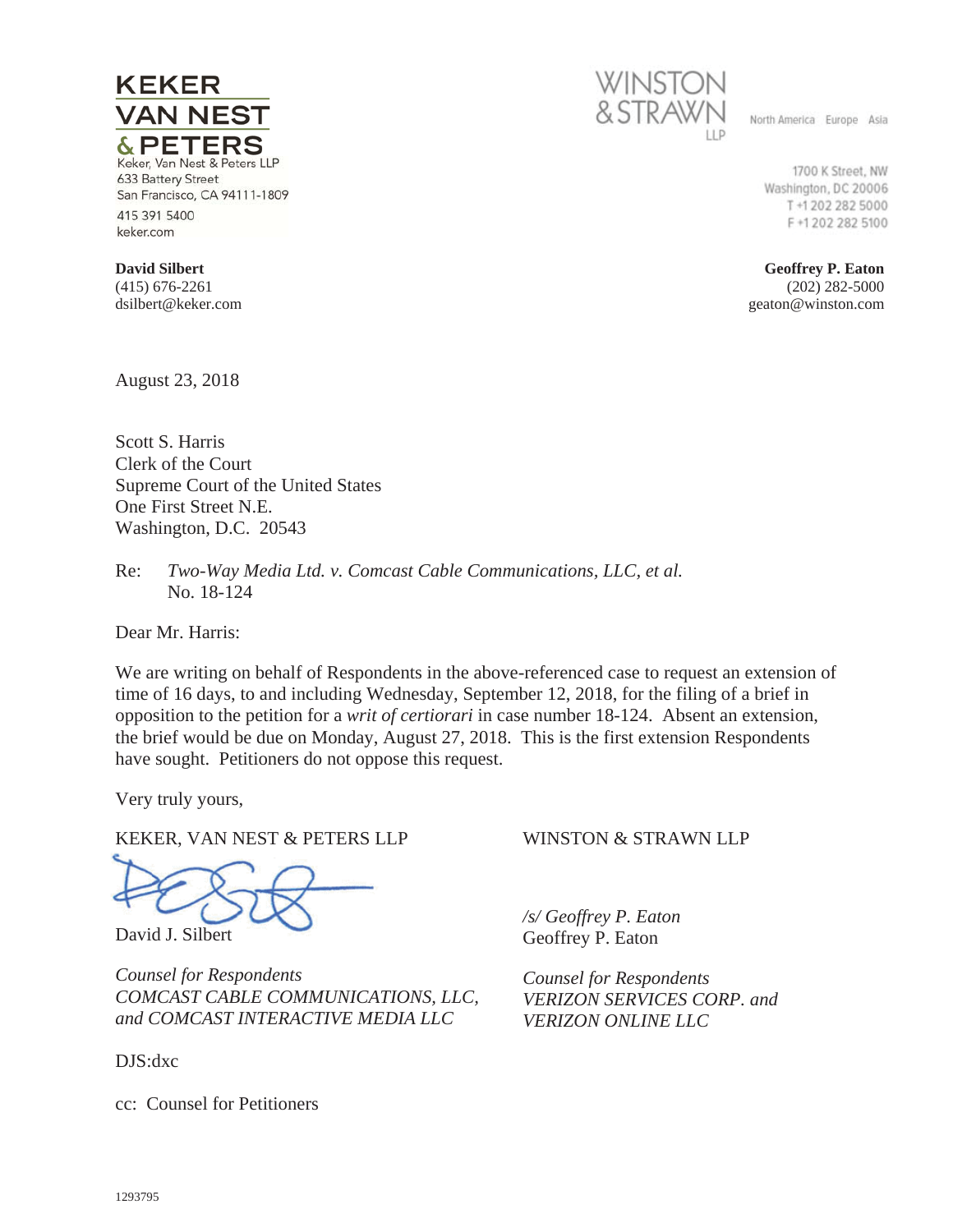**KEKER VAN NEST & PETERS**

Keker, Van Nest & Peters LLP
633 Battery Street
San Francisco, CA 94111-1809
415 391 5400
keker.com

**WINSTON & STRAWN LLP**

North America Europe Asia

1700 K Street, NW
Washington, DC 20006
T +1 202 282 5000
F +1 202 282 5100

**David Silbert**
(415) 676-2261
dsilbert@keker.com

**Geoffrey P. Eaton**
(202) 282-5000
geaton@winston.com

August 23, 2018

Scott S. Harris
Clerk of the Court
Supreme Court of the United States
One First Street N.E.
Washington, D.C. 20543

Re: *Two-Way Media Ltd. v. Comcast Cable Communications, LLC, et al.*
No. 18-124

Dear Mr. Harris:

We are writing on behalf of Respondents in the above-referenced case to request an extension of time of 16 days, to and including Wednesday, September 12, 2018, for the filing of a brief in opposition to the petition for a *writ of certiorari* in case number 18-124. Absent an extension, the brief would be due on Monday, August 27, 2018. This is the first extension Respondents have sought. Petitioners do not oppose this request.

Very truly yours,

KEKER, VAN NEST & PETERS LLP

David J. Silbert

*Counsel for Respondents*
*COMCAST CABLE COMMUNICATIONS, LLC, and COMCAST INTERACTIVE MEDIA LLC*

WINSTON & STRAWN LLP

*/s/ Geoffrey P. Eaton*
Geoffrey P. Eaton

*Counsel for Respondents*
*VERIZON SERVICES CORP. and VERIZON ONLINE LLC*

DJS:dxc

cc: Counsel for Petitioners

1293795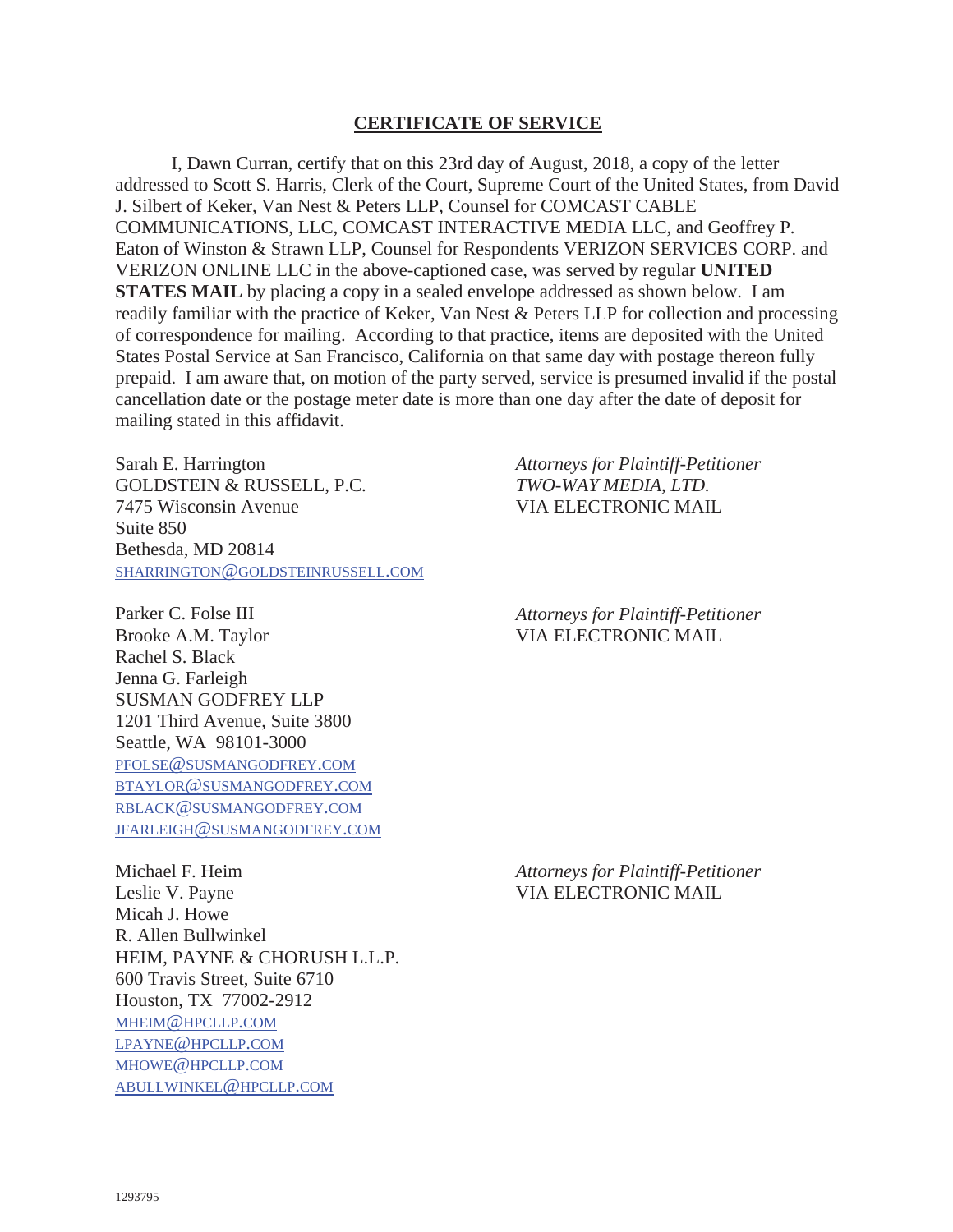## CERTIFICATE OF SERVICE

I, Dawn Curran, certify that on this 23rd day of August, 2018, a copy of the letter addressed to Scott S. Harris, Clerk of the Court, Supreme Court of the United States, from David J. Silbert of Keker, Van Nest & Peters LLP, Counsel for COMCAST CABLE COMMUNICATIONS, LLC, COMCAST INTERACTIVE MEDIA LLC, and Geoffrey P. Eaton of Winston & Strawn LLP, Counsel for Respondents VERIZON SERVICES CORP. and VERIZON ONLINE LLC in the above-captioned case, was served by regular **UNITED STATES MAIL** by placing a copy in a sealed envelope addressed as shown below. I am readily familiar with the practice of Keker, Van Nest & Peters LLP for collection and processing of correspondence for mailing. According to that practice, items are deposited with the United States Postal Service at San Francisco, California on that same day with postage thereon fully prepaid. I am aware that, on motion of the party served, service is presumed invalid if the postal cancellation date or the postage meter date is more than one day after the date of deposit for mailing stated in this affidavit.

Sarah E. Harrington
GOLDSTEIN & RUSSELL, P.C.
7475 Wisconsin Avenue
Suite 850
Bethesda, MD 20814
SHARRINGTON@GOLDSTEINRUSSELL.COM

*Attorneys for Plaintiff-Petitioner*
*TWO-WAY MEDIA, LTD.*
VIA ELECTRONIC MAIL

Parker C. Folse III
Brooke A.M. Taylor
Rachel S. Black
Jenna G. Farleigh
SUSMAN GODFREY LLP
1201 Third Avenue, Suite 3800
Seattle, WA 98101-3000
PFOLSE@SUSMANGODFREY.COM
BTAYLOR@SUSMANGODFREY.COM
RBLACK@SUSMANGODFREY.COM
JFARLEIGH@SUSMANGODFREY.COM

*Attorneys for Plaintiff-Petitioner*
VIA ELECTRONIC MAIL

Michael F. Heim
Leslie V. Payne
Micah J. Howe
R. Allen Bullwinkel
HEIM, PAYNE & CHORUSH L.L.P.
600 Travis Street, Suite 6710
Houston, TX 77002-2912
MHEIM@HPCLLP.COM
LPAYNE@HPCLLP.COM
MHOWE@HPCLLP.COM
ABULLWINKEL@HPCLLP.COM

*Attorneys for Plaintiff-Petitioner*
VIA ELECTRONIC MAIL

1293795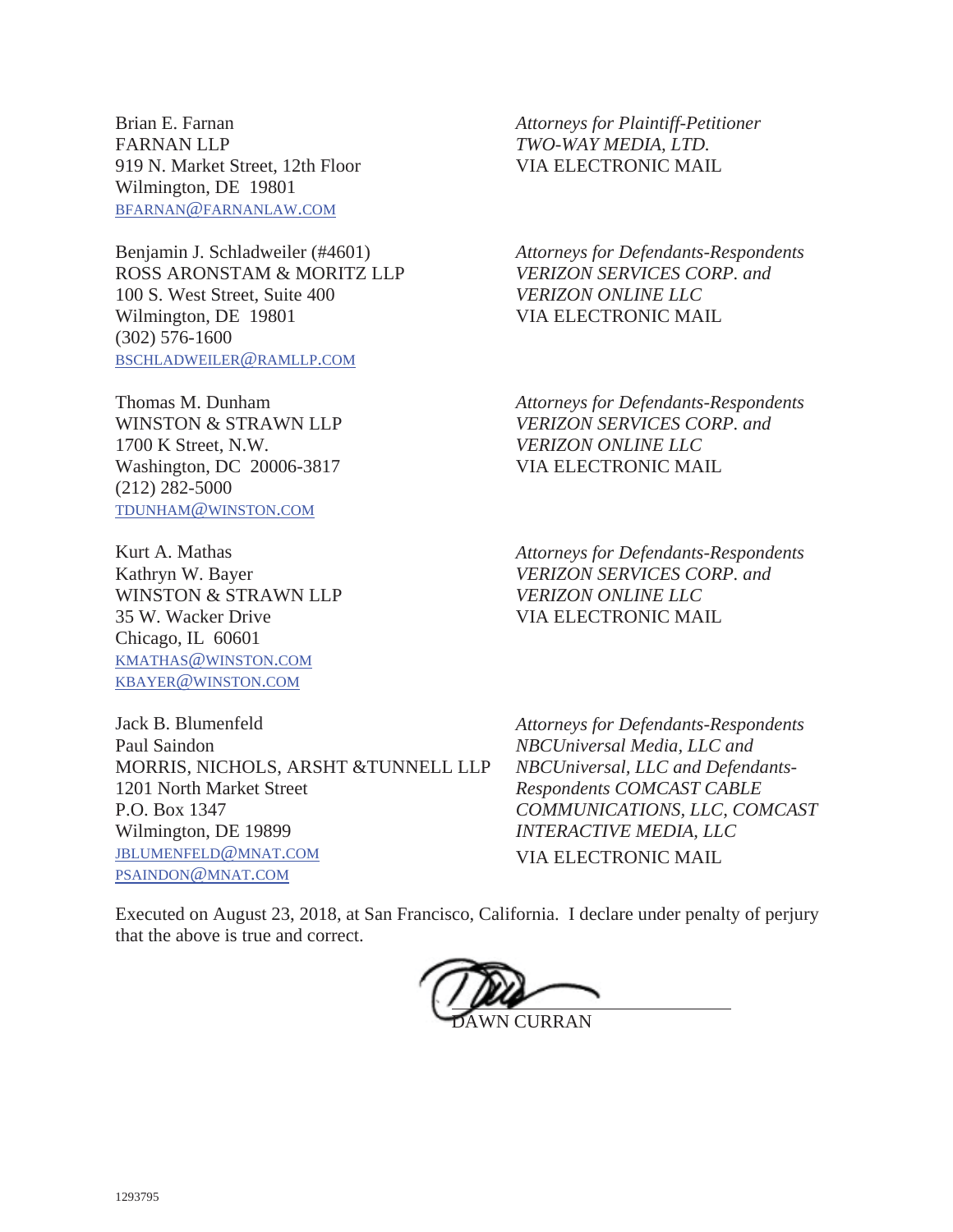| | |
|---|---|
| Brian E. Farnan<br>FARNAN LLP<br>919 N. Market Street, 12th Floor<br>Wilmington, DE 19801<br>BFARNAN@FARNANLAW.COM | *Attorneys for Plaintiff-Petitioner*<br>*TWO-WAY MEDIA, LTD.*<br>VIA ELECTRONIC MAIL |
| Benjamin J. Schladweiler (#4601)<br>ROSS ARONSTAM & MORITZ LLP<br>100 S. West Street, Suite 400<br>Wilmington, DE 19801<br>(302) 576-1600<br>BSCHLADWEILER@RAMLLP.COM | *Attorneys for Defendants-Respondents*<br>*VERIZON SERVICES CORP. and*<br>*VERIZON ONLINE LLC*<br>VIA ELECTRONIC MAIL |
| Thomas M. Dunham<br>WINSTON & STRAWN LLP<br>1700 K Street, N.W.<br>Washington, DC 20006-3817<br>(212) 282-5000<br>TDUNHAM@WINSTON.COM | *Attorneys for Defendants-Respondents*<br>*VERIZON SERVICES CORP. and*<br>*VERIZON ONLINE LLC*<br>VIA ELECTRONIC MAIL |
| Kurt A. Mathas<br>Kathryn W. Bayer<br>WINSTON & STRAWN LLP<br>35 W. Wacker Drive<br>Chicago, IL 60601<br>KMATHAS@WINSTON.COM<br>KBAYER@WINSTON.COM | *Attorneys for Defendants-Respondents*<br>*VERIZON SERVICES CORP. and*<br>*VERIZON ONLINE LLC*<br>VIA ELECTRONIC MAIL |
| Jack B. Blumenfeld<br>Paul Saindon<br>MORRIS, NICHOLS, ARSHT &TUNNELL LLP<br>1201 North Market Street<br>P.O. Box 1347<br>Wilmington, DE 19899<br>JBLUMENFELD@MNAT.COM<br>PSAINDON@MNAT.COM | *Attorneys for Defendants-Respondents*<br>*NBCUniversal Media, LLC and*<br>*NBCUniversal, LLC and Defendants-Respondents COMCAST CABLE COMMUNICATIONS, LLC, COMCAST INTERACTIVE MEDIA, LLC*<br>VIA ELECTRONIC MAIL |

Executed on August 23, 2018, at San Francisco, California. I declare under penalty of perjury that the above is true and correct.

DAWN CURRAN

1293795